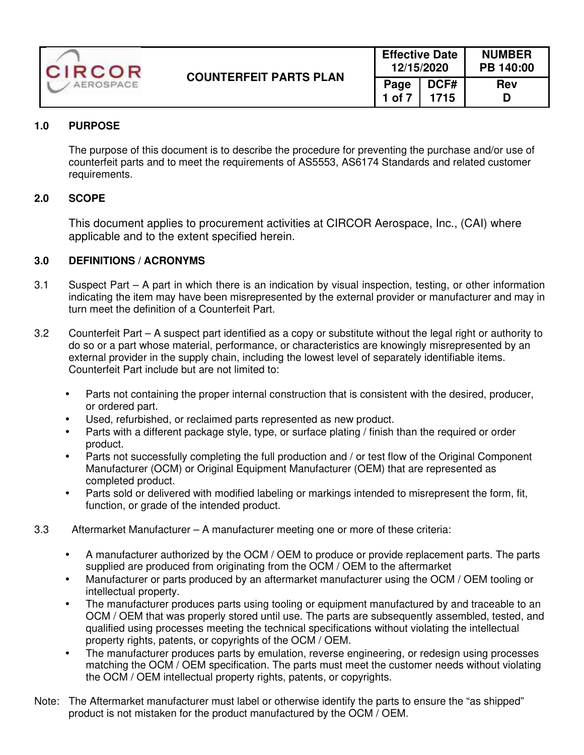| | COUNTERFEIT PARTS PLAN | Effective Date 12/15/2020 | | NUMBER PB 140:00 |
|---|---|---|---|---|
| CIRCOR AEROSPACE | | Page 1 of 7 | DCF# 1715 | Rev D |

## 1.0 PURPOSE

The purpose of this document is to describe the procedure for preventing the purchase and/or use of counterfeit parts and to meet the requirements of AS5553, AS6174 Standards and related customer requirements.

## 2.0 SCOPE

This document applies to procurement activities at CIRCOR Aerospace, Inc., (CAI) where applicable and to the extent specified herein.

## 3.0 DEFINITIONS / ACRONYMS

3.1 Suspect Part – A part in which there is an indication by visual inspection, testing, or other information indicating the item may have been misrepresented by the external provider or manufacturer and may in turn meet the definition of a Counterfeit Part.

3.2 Counterfeit Part – A suspect part identified as a copy or substitute without the legal right or authority to do so or a part whose material, performance, or characteristics are knowingly misrepresented by an external provider in the supply chain, including the lowest level of separately identifiable items. Counterfeit Part include but are not limited to:

- Parts not containing the proper internal construction that is consistent with the desired, producer, or ordered part.
- Used, refurbished, or reclaimed parts represented as new product.
- Parts with a different package style, type, or surface plating / finish than the required or order product.
- Parts not successfully completing the full production and / or test flow of the Original Component Manufacturer (OCM) or Original Equipment Manufacturer (OEM) that are represented as completed product.
- Parts sold or delivered with modified labeling or markings intended to misrepresent the form, fit, function, or grade of the intended product.

3.3 Aftermarket Manufacturer – A manufacturer meeting one or more of these criteria:

- A manufacturer authorized by the OCM / OEM to produce or provide replacement parts. The parts supplied are produced from originating from the OCM / OEM to the aftermarket
- Manufacturer or parts produced by an aftermarket manufacturer using the OCM / OEM tooling or intellectual property.
- The manufacturer produces parts using tooling or equipment manufactured by and traceable to an OCM / OEM that was properly stored until use. The parts are subsequently assembled, tested, and qualified using processes meeting the technical specifications without violating the intellectual property rights, patents, or copyrights of the OCM / OEM.
- The manufacturer produces parts by emulation, reverse engineering, or redesign using processes matching the OCM / OEM specification. The parts must meet the customer needs without violating the OCM / OEM intellectual property rights, patents, or copyrights.

Note: The Aftermarket manufacturer must label or otherwise identify the parts to ensure the "as shipped" product is not mistaken for the product manufactured by the OCM / OEM.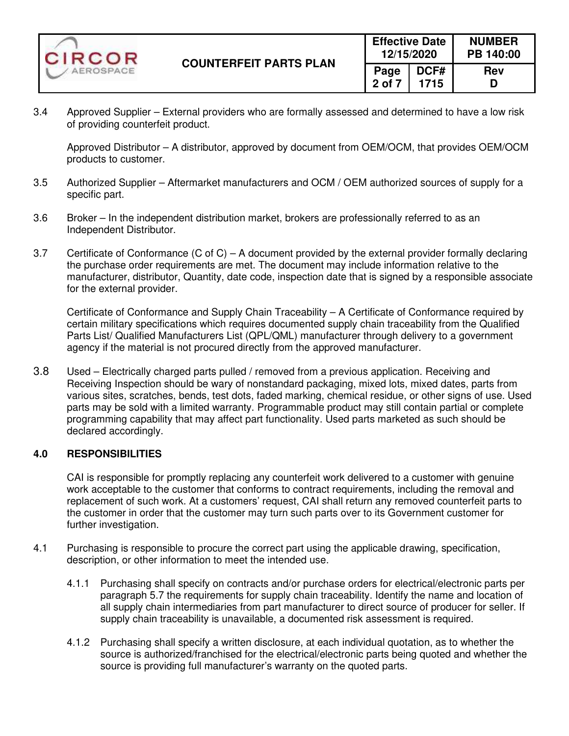3.4 Approved Supplier – External providers who are formally assessed and determined to have a low risk of providing counterfeit product.

Approved Distributor – A distributor, approved by document from OEM/OCM, that provides OEM/OCM products to customer.

3.5 Authorized Supplier – Aftermarket manufacturers and OCM / OEM authorized sources of supply for a specific part.

3.6 Broker – In the independent distribution market, brokers are professionally referred to as an Independent Distributor.

3.7 Certificate of Conformance (C of C) – A document provided by the external provider formally declaring the purchase order requirements are met. The document may include information relative to the manufacturer, distributor, Quantity, date code, inspection date that is signed by a responsible associate for the external provider.

Certificate of Conformance and Supply Chain Traceability – A Certificate of Conformance required by certain military specifications which requires documented supply chain traceability from the Qualified Parts List/ Qualified Manufacturers List (QPL/QML) manufacturer through delivery to a government agency if the material is not procured directly from the approved manufacturer.

3.8 Used – Electrically charged parts pulled / removed from a previous application. Receiving and Receiving Inspection should be wary of nonstandard packaging, mixed lots, mixed dates, parts from various sites, scratches, bends, test dots, faded marking, chemical residue, or other signs of use. Used parts may be sold with a limited warranty. Programmable product may still contain partial or complete programming capability that may affect part functionality. Used parts marketed as such should be declared accordingly.

## 4.0 RESPONSIBILITIES

CAI is responsible for promptly replacing any counterfeit work delivered to a customer with genuine work acceptable to the customer that conforms to contract requirements, including the removal and replacement of such work. At a customers' request, CAI shall return any removed counterfeit parts to the customer in order that the customer may turn such parts over to its Government customer for further investigation.

4.1 Purchasing is responsible to procure the correct part using the applicable drawing, specification, description, or other information to meet the intended use.

4.1.1 Purchasing shall specify on contracts and/or purchase orders for electrical/electronic parts per paragraph 5.7 the requirements for supply chain traceability. Identify the name and location of all supply chain intermediaries from part manufacturer to direct source of producer for seller. If supply chain traceability is unavailable, a documented risk assessment is required.

4.1.2 Purchasing shall specify a written disclosure, at each individual quotation, as to whether the source is authorized/franchised for the electrical/electronic parts being quoted and whether the source is providing full manufacturer's warranty on the quoted parts.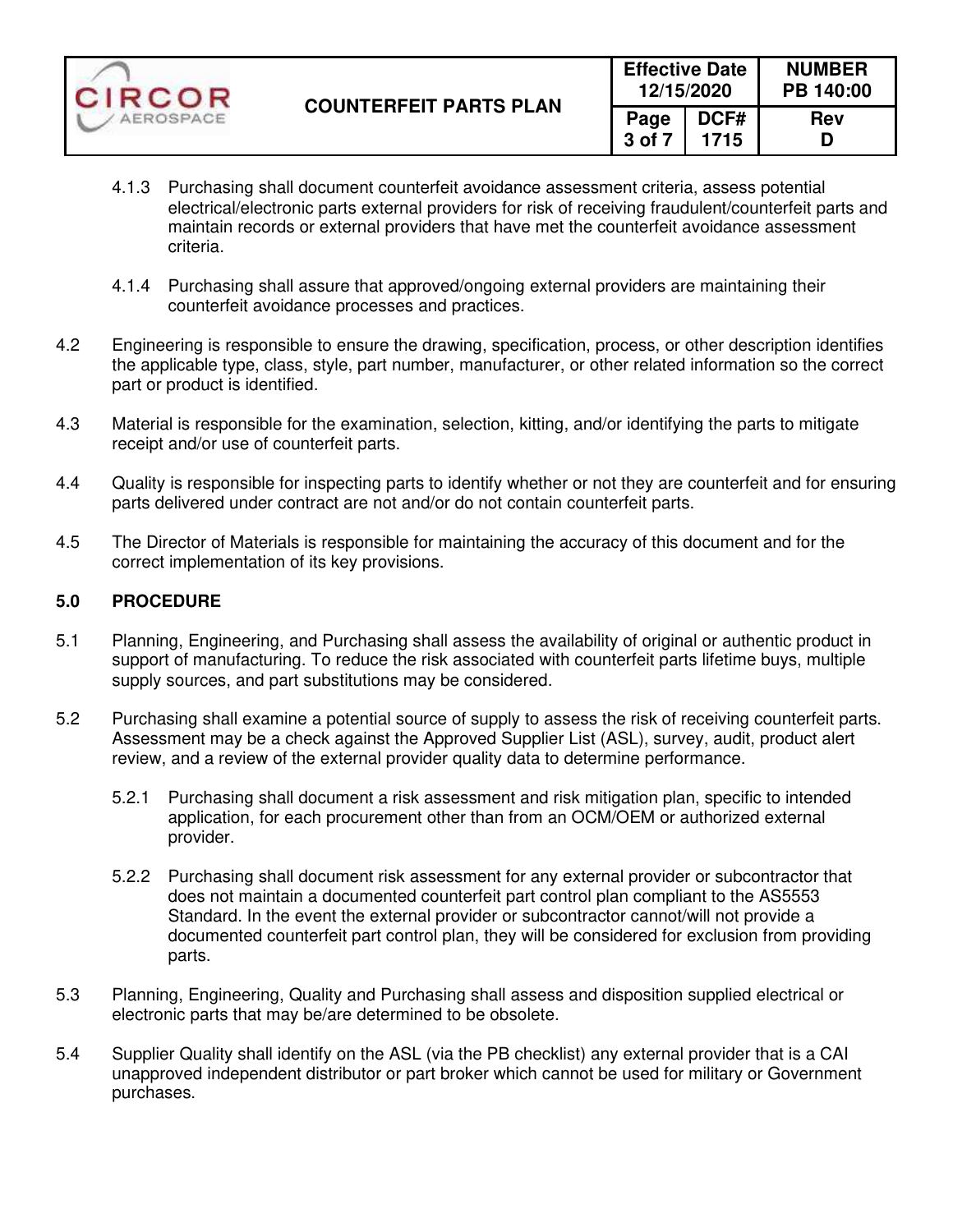4.1.3 Purchasing shall document counterfeit avoidance assessment criteria, assess potential electrical/electronic parts external providers for risk of receiving fraudulent/counterfeit parts and maintain records or external providers that have met the counterfeit avoidance assessment criteria.

4.1.4 Purchasing shall assure that approved/ongoing external providers are maintaining their counterfeit avoidance processes and practices.

4.2 Engineering is responsible to ensure the drawing, specification, process, or other description identifies the applicable type, class, style, part number, manufacturer, or other related information so the correct part or product is identified.

4.3 Material is responsible for the examination, selection, kitting, and/or identifying the parts to mitigate receipt and/or use of counterfeit parts.

4.4 Quality is responsible for inspecting parts to identify whether or not they are counterfeit and for ensuring parts delivered under contract are not and/or do not contain counterfeit parts.

4.5 The Director of Materials is responsible for maintaining the accuracy of this document and for the correct implementation of its key provisions.

## 5.0 PROCEDURE

5.1 Planning, Engineering, and Purchasing shall assess the availability of original or authentic product in support of manufacturing. To reduce the risk associated with counterfeit parts lifetime buys, multiple supply sources, and part substitutions may be considered.

5.2 Purchasing shall examine a potential source of supply to assess the risk of receiving counterfeit parts. Assessment may be a check against the Approved Supplier List (ASL), survey, audit, product alert review, and a review of the external provider quality data to determine performance.

5.2.1 Purchasing shall document a risk assessment and risk mitigation plan, specific to intended application, for each procurement other than from an OCM/OEM or authorized external provider.

5.2.2 Purchasing shall document risk assessment for any external provider or subcontractor that does not maintain a documented counterfeit part control plan compliant to the AS5553 Standard. In the event the external provider or subcontractor cannot/will not provide a documented counterfeit part control plan, they will be considered for exclusion from providing parts.

5.3 Planning, Engineering, Quality and Purchasing shall assess and disposition supplied electrical or electronic parts that may be/are determined to be obsolete.

5.4 Supplier Quality shall identify on the ASL (via the PB checklist) any external provider that is a CAI unapproved independent distributor or part broker which cannot be used for military or Government purchases.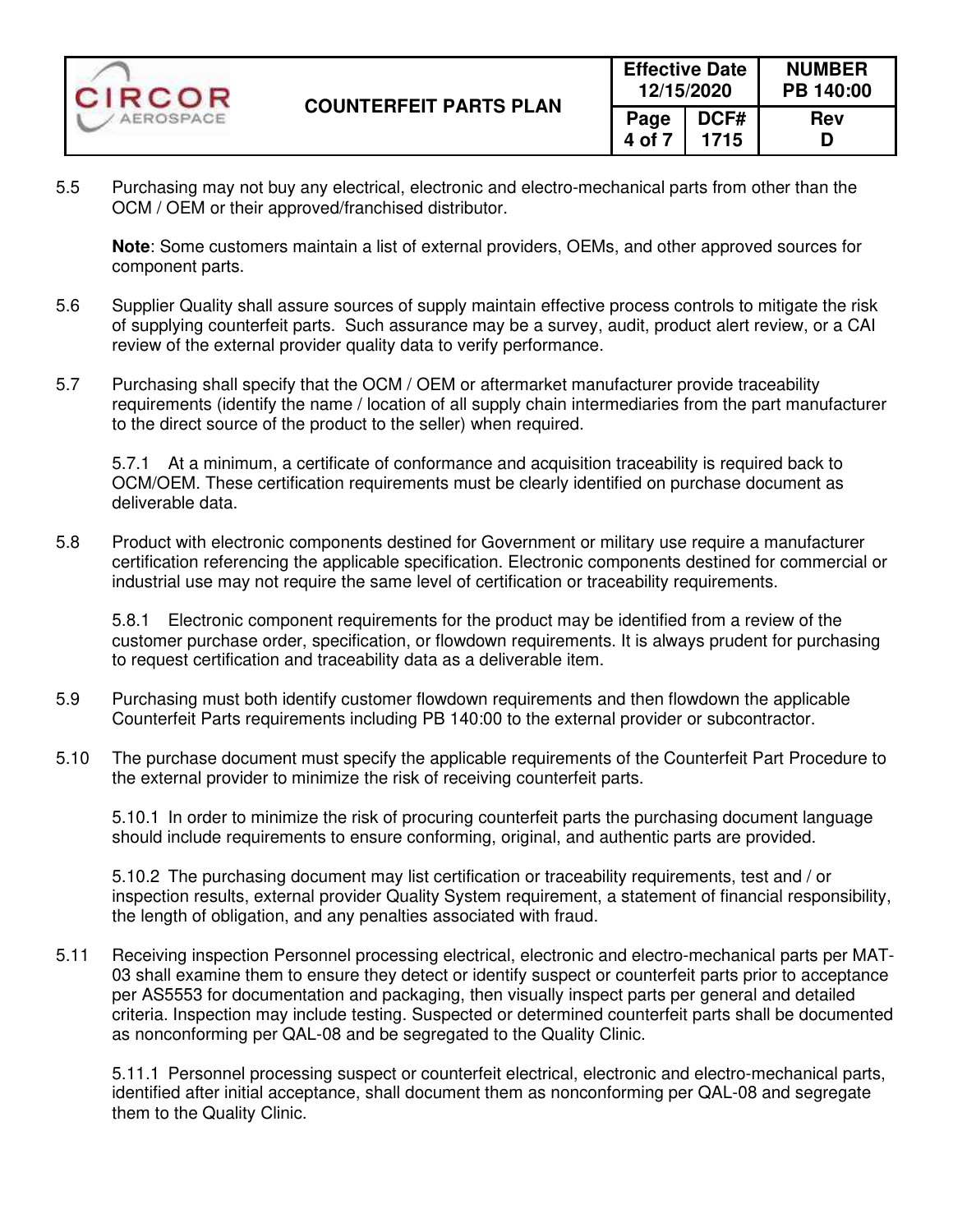5.5 Purchasing may not buy any electrical, electronic and electro-mechanical parts from other than the OCM / OEM or their approved/franchised distributor.

**Note**: Some customers maintain a list of external providers, OEMs, and other approved sources for component parts.

5.6 Supplier Quality shall assure sources of supply maintain effective process controls to mitigate the risk of supplying counterfeit parts. Such assurance may be a survey, audit, product alert review, or a CAI review of the external provider quality data to verify performance.

5.7 Purchasing shall specify that the OCM / OEM or aftermarket manufacturer provide traceability requirements (identify the name / location of all supply chain intermediaries from the part manufacturer to the direct source of the product to the seller) when required.

5.7.1 At a minimum, a certificate of conformance and acquisition traceability is required back to OCM/OEM. These certification requirements must be clearly identified on purchase document as deliverable data.

5.8 Product with electronic components destined for Government or military use require a manufacturer certification referencing the applicable specification. Electronic components destined for commercial or industrial use may not require the same level of certification or traceability requirements.

5.8.1 Electronic component requirements for the product may be identified from a review of the customer purchase order, specification, or flowdown requirements. It is always prudent for purchasing to request certification and traceability data as a deliverable item.

5.9 Purchasing must both identify customer flowdown requirements and then flowdown the applicable Counterfeit Parts requirements including PB 140:00 to the external provider or subcontractor.

5.10 The purchase document must specify the applicable requirements of the Counterfeit Part Procedure to the external provider to minimize the risk of receiving counterfeit parts.

5.10.1 In order to minimize the risk of procuring counterfeit parts the purchasing document language should include requirements to ensure conforming, original, and authentic parts are provided.

5.10.2 The purchasing document may list certification or traceability requirements, test and / or inspection results, external provider Quality System requirement, a statement of financial responsibility, the length of obligation, and any penalties associated with fraud.

5.11 Receiving inspection Personnel processing electrical, electronic and electro-mechanical parts per MAT-03 shall examine them to ensure they detect or identify suspect or counterfeit parts prior to acceptance per AS5553 for documentation and packaging, then visually inspect parts per general and detailed criteria. Inspection may include testing. Suspected or determined counterfeit parts shall be documented as nonconforming per QAL-08 and be segregated to the Quality Clinic.

5.11.1 Personnel processing suspect or counterfeit electrical, electronic and electro-mechanical parts, identified after initial acceptance, shall document them as nonconforming per QAL-08 and segregate them to the Quality Clinic.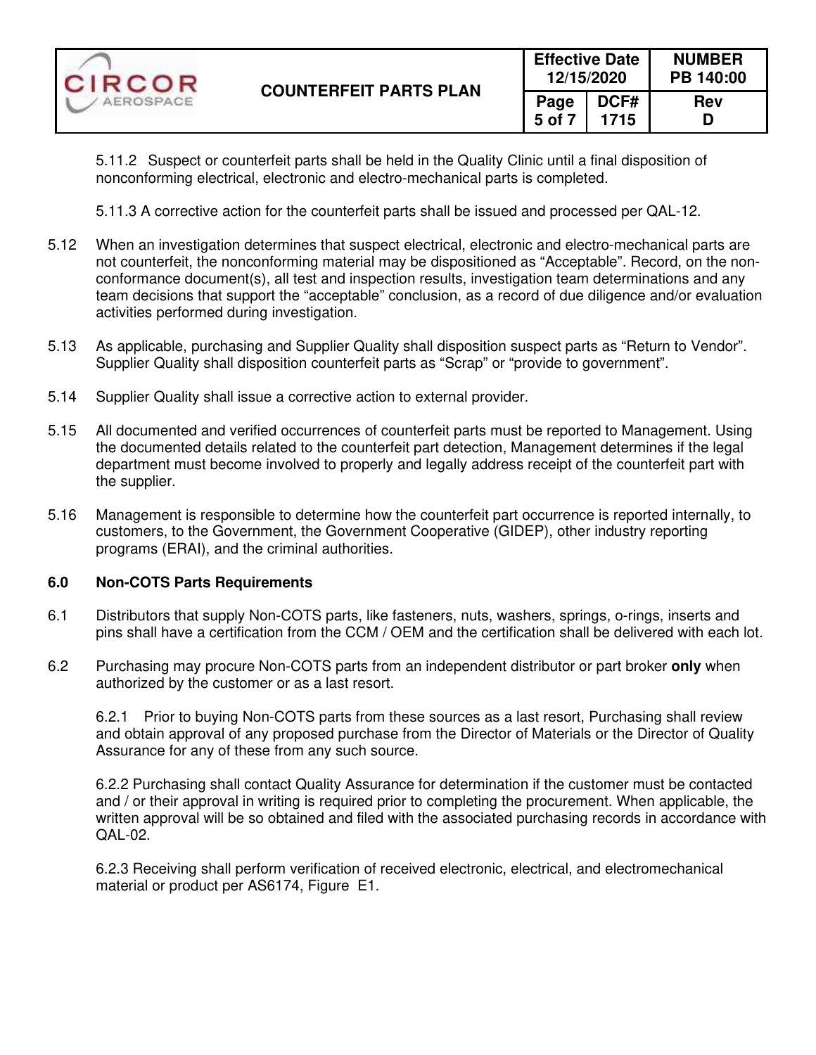5.11.2 Suspect or counterfeit parts shall be held in the Quality Clinic until a final disposition of nonconforming electrical, electronic and electro-mechanical parts is completed.

5.11.3 A corrective action for the counterfeit parts shall be issued and processed per QAL-12.

5.12 When an investigation determines that suspect electrical, electronic and electro-mechanical parts are not counterfeit, the nonconforming material may be dispositioned as "Acceptable". Record, on the non-conformance document(s), all test and inspection results, investigation team determinations and any team decisions that support the "acceptable" conclusion, as a record of due diligence and/or evaluation activities performed during investigation.

5.13 As applicable, purchasing and Supplier Quality shall disposition suspect parts as "Return to Vendor". Supplier Quality shall disposition counterfeit parts as "Scrap" or "provide to government".

5.14 Supplier Quality shall issue a corrective action to external provider.

5.15 All documented and verified occurrences of counterfeit parts must be reported to Management. Using the documented details related to the counterfeit part detection, Management determines if the legal department must become involved to properly and legally address receipt of the counterfeit part with the supplier.

5.16 Management is responsible to determine how the counterfeit part occurrence is reported internally, to customers, to the Government, the Government Cooperative (GIDEP), other industry reporting programs (ERAI), and the criminal authorities.

## 6.0 Non-COTS Parts Requirements

6.1 Distributors that supply Non-COTS parts, like fasteners, nuts, washers, springs, o-rings, inserts and pins shall have a certification from the CCM / OEM and the certification shall be delivered with each lot.

6.2 Purchasing may procure Non-COTS parts from an independent distributor or part broker **only** when authorized by the customer or as a last resort.

6.2.1 Prior to buying Non-COTS parts from these sources as a last resort, Purchasing shall review and obtain approval of any proposed purchase from the Director of Materials or the Director of Quality Assurance for any of these from any such source.

6.2.2 Purchasing shall contact Quality Assurance for determination if the customer must be contacted and / or their approval in writing is required prior to completing the procurement. When applicable, the written approval will be so obtained and filed with the associated purchasing records in accordance with QAL-02.

6.2.3 Receiving shall perform verification of received electronic, electrical, and electromechanical material or product per AS6174, Figure E1.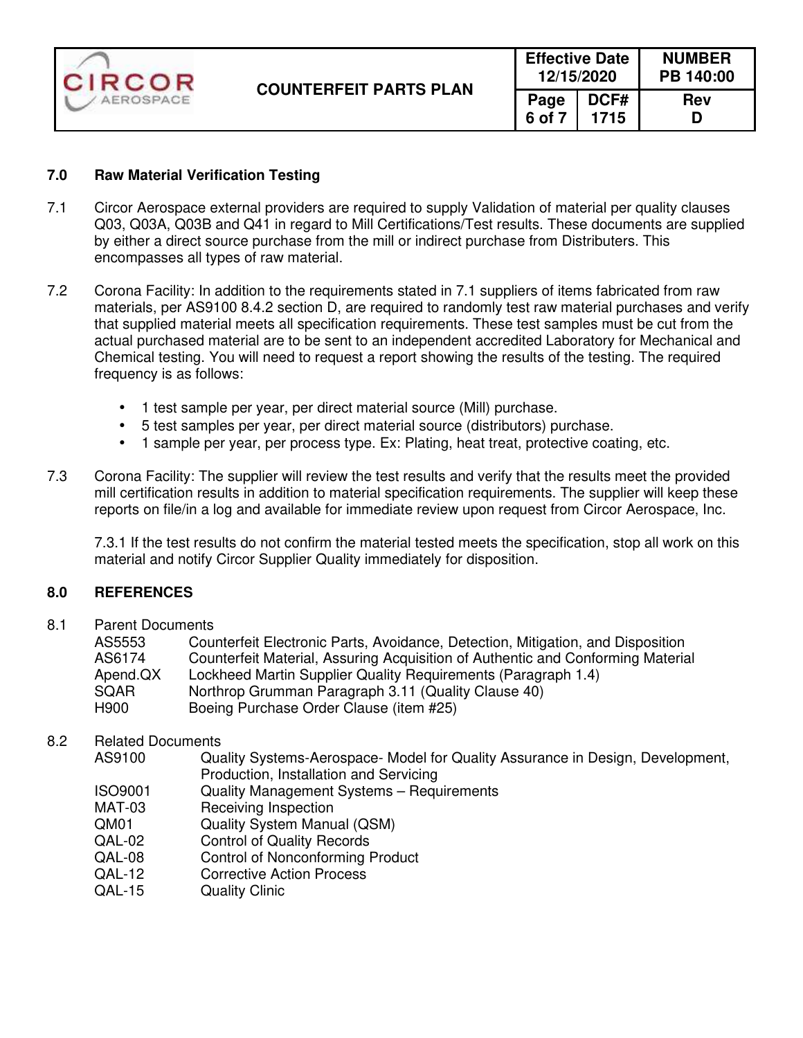## 7.0 Raw Material Verification Testing

7.1 Circor Aerospace external providers are required to supply Validation of material per quality clauses Q03, Q03A, Q03B and Q41 in regard to Mill Certifications/Test results. These documents are supplied by either a direct source purchase from the mill or indirect purchase from Distributers. This encompasses all types of raw material.

7.2 Corona Facility: In addition to the requirements stated in 7.1 suppliers of items fabricated from raw materials, per AS9100 8.4.2 section D, are required to randomly test raw material purchases and verify that supplied material meets all specification requirements. These test samples must be cut from the actual purchased material are to be sent to an independent accredited Laboratory for Mechanical and Chemical testing. You will need to request a report showing the results of the testing. The required frequency is as follows:

- 1 test sample per year, per direct material source (Mill) purchase.
- 5 test samples per year, per direct material source (distributors) purchase.
- 1 sample per year, per process type. Ex: Plating, heat treat, protective coating, etc.

7.3 Corona Facility: The supplier will review the test results and verify that the results meet the provided mill certification results in addition to material specification requirements. The supplier will keep these reports on file/in a log and available for immediate review upon request from Circor Aerospace, Inc.

7.3.1 If the test results do not confirm the material tested meets the specification, stop all work on this material and notify Circor Supplier Quality immediately for disposition.

## 8.0 REFERENCES

8.1 Parent Documents

| | |
|---|---|
| AS5553 | Counterfeit Electronic Parts, Avoidance, Detection, Mitigation, and Disposition |
| AS6174 | Counterfeit Material, Assuring Acquisition of Authentic and Conforming Material |
| Apend.QX | Lockheed Martin Supplier Quality Requirements (Paragraph 1.4) |
| SQAR | Northrop Grumman Paragraph 3.11 (Quality Clause 40) |
| H900 | Boeing Purchase Order Clause (item #25) |

8.2 Related Documents

| | |
|---|---|
| AS9100 | Quality Systems-Aerospace- Model for Quality Assurance in Design, Development, Production, Installation and Servicing |
| ISO9001 | Quality Management Systems – Requirements |
| MAT-03 | Receiving Inspection |
| QM01 | Quality System Manual (QSM) |
| QAL-02 | Control of Quality Records |
| QAL-08 | Control of Nonconforming Product |
| QAL-12 | Corrective Action Process |
| QAL-15 | Quality Clinic |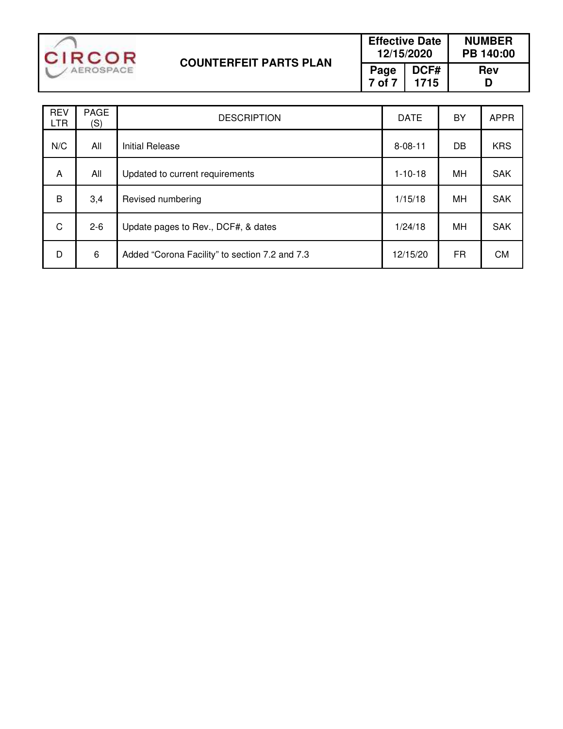| REV LTR | PAGE (S) | DESCRIPTION | DATE | BY | APPR |
|---|---|---|---|---|---|
| N/C | All | Initial Release | 8-08-11 | DB | KRS |
| A | All | Updated to current requirements | 1-10-18 | MH | SAK |
| B | 3,4 | Revised numbering | 1/15/18 | MH | SAK |
| C | 2-6 | Update pages to Rev., DCF#, & dates | 1/24/18 | MH | SAK |
| D | 6 | Added “Corona Facility” to section 7.2 and 7.3 | 12/15/20 | FR | CM |